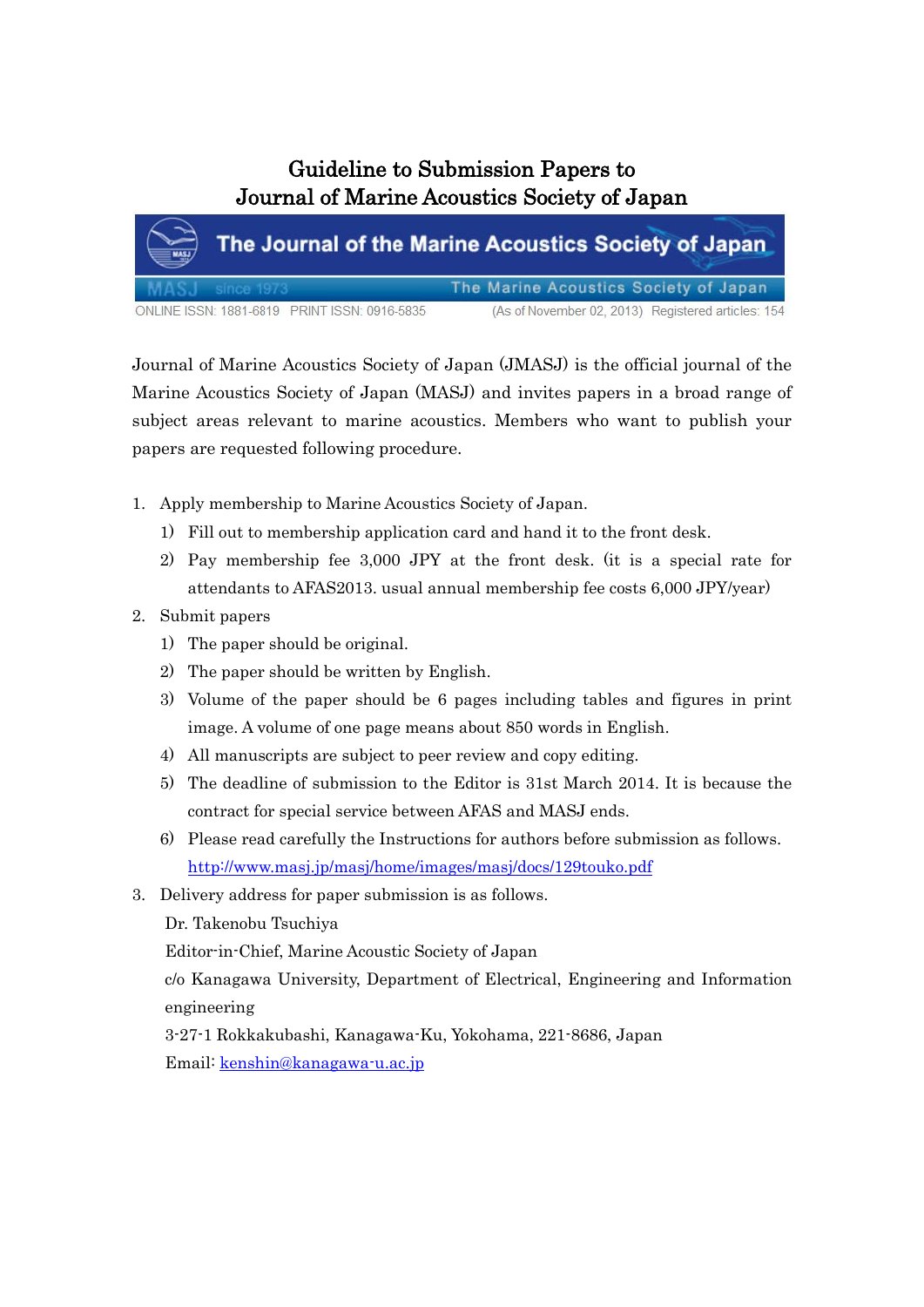# Guideline to Submission Papers to Journal of Marine Acoustics Society of Japan

The Journal of the Marine Acoustics Society of Japan

MASJ since 1973 The Marine Acoustics Society of Japan

ONLINE ISSN: 1881-6819 PRINT ISSN: 0916-5835 (As of November 02, 2013) Registered articles: 154

Journal of Marine Acoustics Society of Japan (JMASJ) is the official journal of the Marine Acoustics Society of Japan (MASJ) and invites papers in a broad range of subject areas relevant to marine acoustics. Members who want to publish your papers are requested following procedure.

1. Apply membership to Marine Acoustics Society of Japan.
   1) Fill out to membership application card and hand it to the front desk.
   2) Pay membership fee 3,000 JPY at the front desk. (it is a special rate for attendants to AFAS2013. usual annual membership fee costs 6,000 JPY/year)
2. Submit papers
   1) The paper should be original.
   2) The paper should be written by English.
   3) Volume of the paper should be 6 pages including tables and figures in print image. A volume of one page means about 850 words in English.
   4) All manuscripts are subject to peer review and copy editing.
   5) The deadline of submission to the Editor is 31st March 2014. It is because the contract for special service between AFAS and MASJ ends.
   6) Please read carefully the Instructions for authors before submission as follows.
      http://www.masj.jp/masj/home/images/masj/docs/129touko.pdf
3. Delivery address for paper submission is as follows.

   Dr. Takenobu Tsuchiya
   Editor-in-Chief, Marine Acoustic Society of Japan
   c/o Kanagawa University, Department of Electrical, Engineering and Information engineering
   3-27-1 Rokkakubashi, Kanagawa-Ku, Yokohama, 221-8686, Japan
   Email: kenshin@kanagawa-u.ac.jp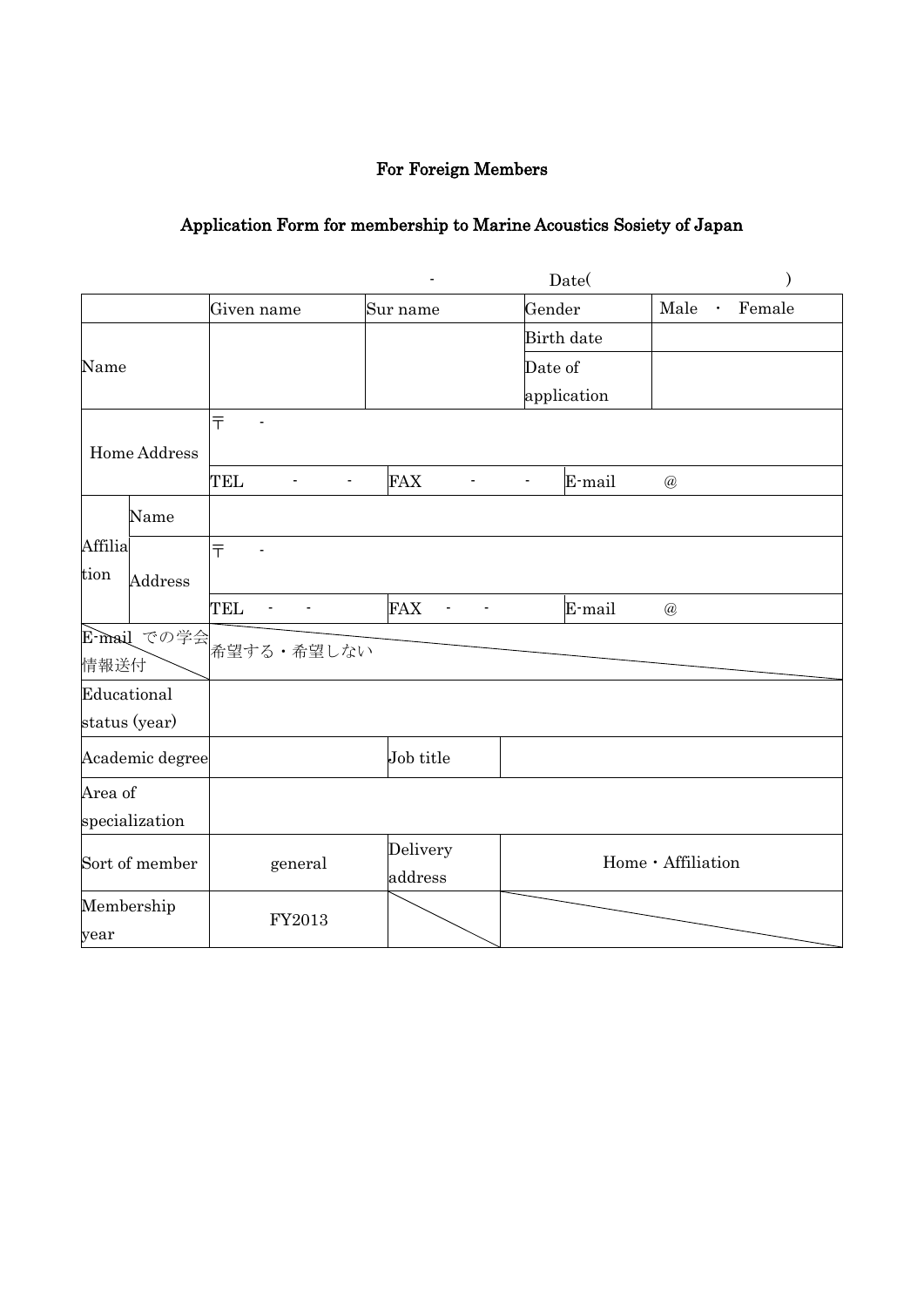## For Foreign Members

## Application Form for membership to Marine Acoustics Sosiety of Japan

- Date( )

| | | | | | | |
|---|---|---|---|---|---|---|
| | | Given name | Sur name | Gender | Male ・ Female | |
| Name | | | | Birth date | | |
| | | | | Date of application | | |
| Home Address | | 〒 - | | | | |
| | | TEL - - | FAX - - | E-mail @ | | |
| Affiliation | Name | | | | | |
| | Address | 〒 - | | | | |
| | | TEL - - | FAX - - | E-mail @ | | |
| E-mail での学会情報送付 | | 希望する・希望しない | | | | |
| Educational status (year) | | | | | | |
| Academic degree | | | Job title | | | |
| Area of specialization | | | | | | |
| Sort of member | | general | Delivery address | Home・Affiliation | | |
| Membership year | | FY2013 | | | | |